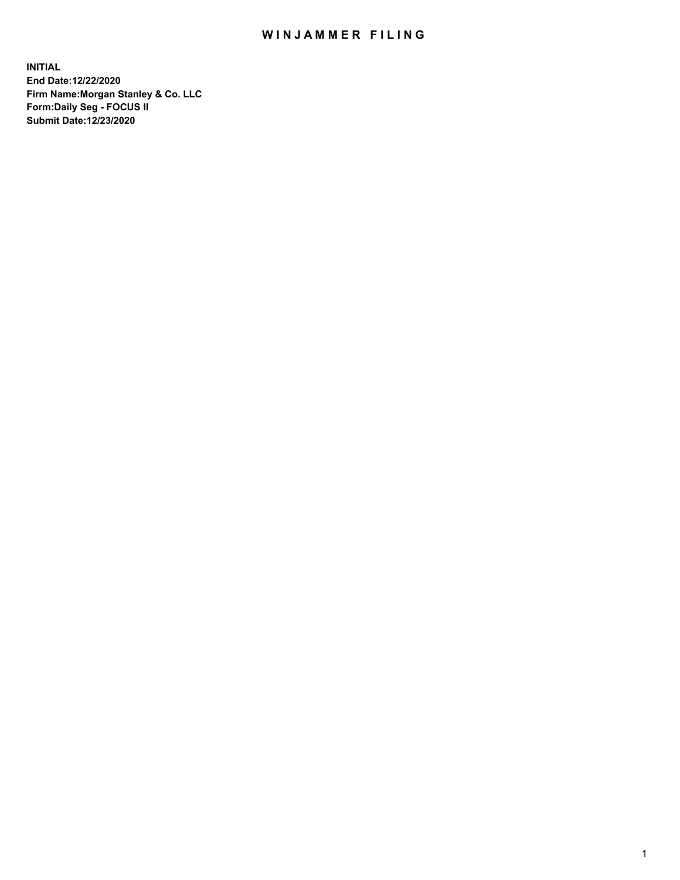# WINJAMMER FILING

**INITIAL**
**End Date:12/22/2020**
**Firm Name:Morgan Stanley & Co. LLC**
**Form:Daily Seg - FOCUS II**
**Submit Date:12/23/2020**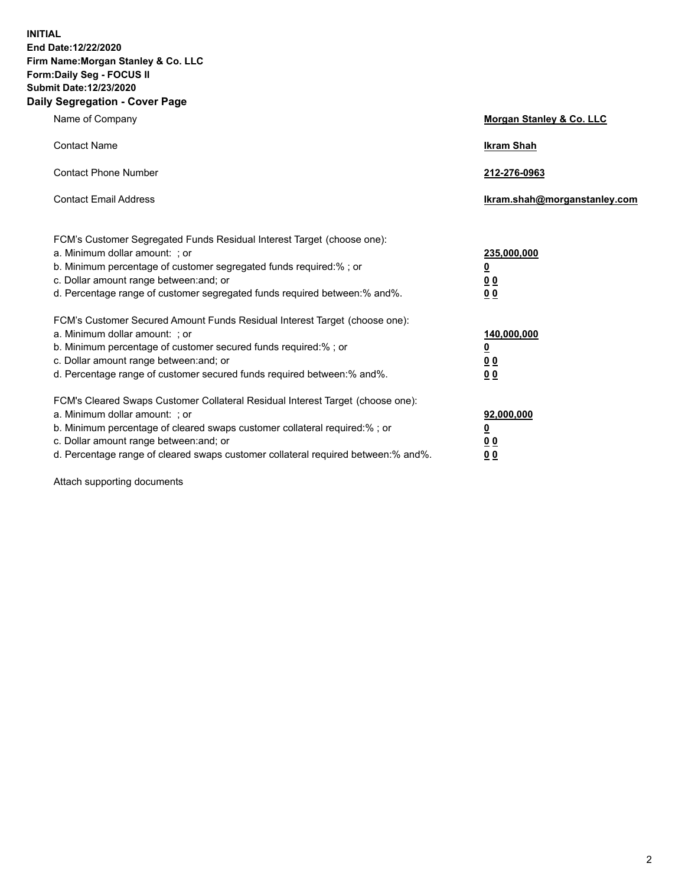**INITIAL**
**End Date:12/22/2020**
**Firm Name:Morgan Stanley & Co. LLC**
**Form:Daily Seg - FOCUS II**
**Submit Date:12/23/2020**
**Daily Segregation - Cover Page**

| | |
|---|---|
| Name of Company | **Morgan Stanley & Co. LLC** |
| Contact Name | **Ikram Shah** |
| Contact Phone Number | **212-276-0963** |
| Contact Email Address | **Ikram.shah@morganstanley.com** |

| | |
|---|---|
| FCM's Customer Segregated Funds Residual Interest Target (choose one): | |
| a. Minimum dollar amount: ; or | **235,000,000** |
| b. Minimum percentage of customer segregated funds required:% ; or | **0** |
| c. Dollar amount range between:and; or | **0 0** |
| d. Percentage range of customer segregated funds required between:% and%. | **0 0** |
| FCM's Customer Secured Amount Funds Residual Interest Target (choose one): | |
| a. Minimum dollar amount: ; or | **140,000,000** |
| b. Minimum percentage of customer secured funds required:% ; or | **0** |
| c. Dollar amount range between:and; or | **0 0** |
| d. Percentage range of customer secured funds required between:% and%. | **0 0** |
| FCM's Cleared Swaps Customer Collateral Residual Interest Target (choose one): | |
| a. Minimum dollar amount: ; or | **92,000,000** |
| b. Minimum percentage of cleared swaps customer collateral required:% ; or | **0** |
| c. Dollar amount range between:and; or | **0 0** |
| d. Percentage range of cleared swaps customer collateral required between:% and%. | **0 0** |

Attach supporting documents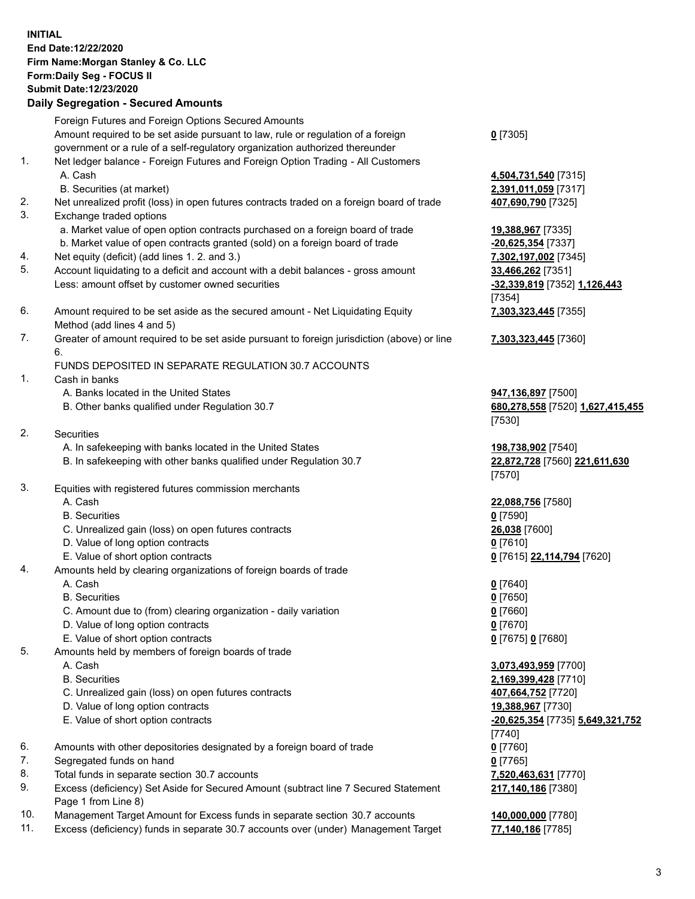**INITIAL**
**End Date:12/22/2020**
**Firm Name:Morgan Stanley & Co. LLC**
**Form:Daily Seg - FOCUS II**
**Submit Date:12/23/2020**

**Daily Segregation - Secured Amounts**

| | | |
|---|---|---|
| | Foreign Futures and Foreign Options Secured Amounts | |
| | Amount required to be set aside pursuant to law, rule or regulation of a foreign government or a rule of a self-regulatory organization authorized thereunder | **0** [7305] |
| 1. | Net ledger balance - Foreign Futures and Foreign Option Trading - All Customers | |
| | A. Cash | **4,504,731,540** [7315] |
| | B. Securities (at market) | **2,391,011,059** [7317] |
| 2. | Net unrealized profit (loss) in open futures contracts traded on a foreign board of trade | **407,690,790** [7325] |
| 3. | Exchange traded options | |
| | a. Market value of open option contracts purchased on a foreign board of trade | **19,388,967** [7335] |
| | b. Market value of open contracts granted (sold) on a foreign board of trade | **-20,625,354** [7337] |
| 4. | Net equity (deficit) (add lines 1. 2. and 3.) | **7,302,197,002** [7345] |
| 5. | Account liquidating to a deficit and account with a debit balances - gross amount | **33,466,262** [7351] |
| | Less: amount offset by customer owned securities | **-32,339,819** [7352] **1,126,443** [7354] |
| 6. | Amount required to be set aside as the secured amount - Net Liquidating Equity Method (add lines 4 and 5) | **7,303,323,445** [7355] |
| 7. | Greater of amount required to be set aside pursuant to foreign jurisdiction (above) or line 6. | **7,303,323,445** [7360] |
| | FUNDS DEPOSITED IN SEPARATE REGULATION 30.7 ACCOUNTS | |
| 1. | Cash in banks | |
| | A. Banks located in the United States | **947,136,897** [7500] |
| | B. Other banks qualified under Regulation 30.7 | **680,278,558** [7520] **1,627,415,455** [7530] |
| 2. | Securities | |
| | A. In safekeeping with banks located in the United States | **198,738,902** [7540] |
| | B. In safekeeping with other banks qualified under Regulation 30.7 | **22,872,728** [7560] **221,611,630** [7570] |
| 3. | Equities with registered futures commission merchants | |
| | A. Cash | **22,088,756** [7580] |
| | B. Securities | **0** [7590] |
| | C. Unrealized gain (loss) on open futures contracts | **26,038** [7600] |
| | D. Value of long option contracts | **0** [7610] |
| | E. Value of short option contracts | **0** [7615] **22,114,794** [7620] |
| 4. | Amounts held by clearing organizations of foreign boards of trade | |
| | A. Cash | **0** [7640] |
| | B. Securities | **0** [7650] |
| | C. Amount due to (from) clearing organization - daily variation | **0** [7660] |
| | D. Value of long option contracts | **0** [7670] |
| | E. Value of short option contracts | **0** [7675] **0** [7680] |
| 5. | Amounts held by members of foreign boards of trade | |
| | A. Cash | **3,073,493,959** [7700] |
| | B. Securities | **2,169,399,428** [7710] |
| | C. Unrealized gain (loss) on open futures contracts | **407,664,752** [7720] |
| | D. Value of long option contracts | **19,388,967** [7730] |
| | E. Value of short option contracts | **-20,625,354** [7735] **5,649,321,752** [7740] |
| 6. | Amounts with other depositories designated by a foreign board of trade | **0** [7760] |
| 7. | Segregated funds on hand | **0** [7765] |
| 8. | Total funds in separate section 30.7 accounts | **7,520,463,631** [7770] |
| 9. | Excess (deficiency) Set Aside for Secured Amount (subtract line 7 Secured Statement Page 1 from Line 8) | **217,140,186** [7380] |
| 10. | Management Target Amount for Excess funds in separate section 30.7 accounts | **140,000,000** [7780] |
| 11. | Excess (deficiency) funds in separate 30.7 accounts over (under) Management Target | **77,140,186** [7785] |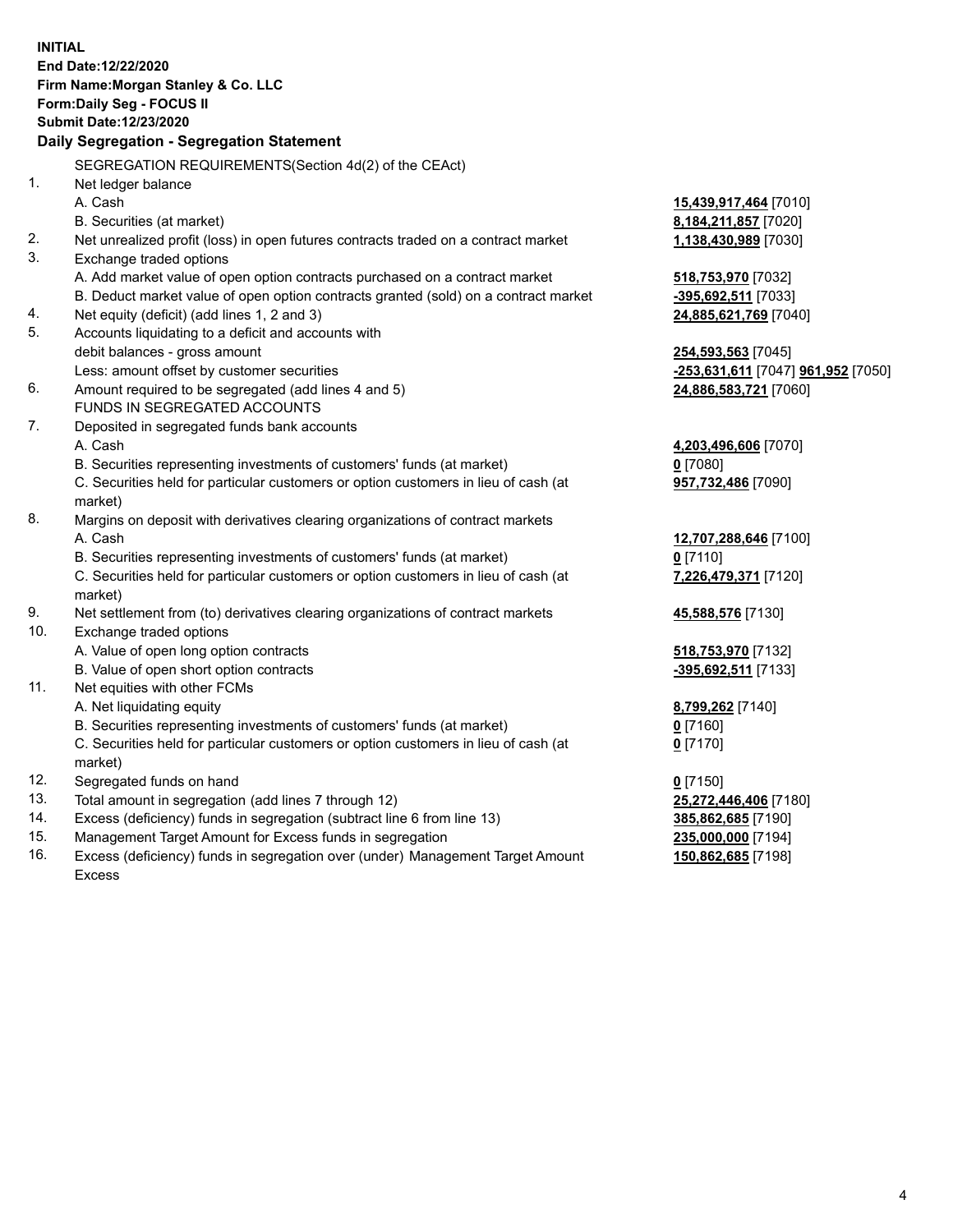**INITIAL**
**End Date:12/22/2020**
**Firm Name:Morgan Stanley & Co. LLC**
**Form:Daily Seg - FOCUS II**
**Submit Date:12/23/2020**

## Daily Segregation - Segregation Statement

SEGREGATION REQUIREMENTS(Section 4d(2) of the CEAct)

| | | |
|---|---|---|
| 1. | Net ledger balance | |
| | A. Cash | **15,439,917,464** [7010] |
| | B. Securities (at market) | **8,184,211,857** [7020] |
| 2. | Net unrealized profit (loss) in open futures contracts traded on a contract market | **1,138,430,989** [7030] |
| 3. | Exchange traded options | |
| | A. Add market value of open option contracts purchased on a contract market | **518,753,970** [7032] |
| | B. Deduct market value of open option contracts granted (sold) on a contract market | **-395,692,511** [7033] |
| 4. | Net equity (deficit) (add lines 1, 2 and 3) | **24,885,621,769** [7040] |
| 5. | Accounts liquidating to a deficit and accounts with | |
| | debit balances - gross amount | **254,593,563** [7045] |
| | Less: amount offset by customer securities | **-253,631,611** [7047] **961,952** [7050] |
| 6. | Amount required to be segregated (add lines 4 and 5) | **24,886,583,721** [7060] |
| | FUNDS IN SEGREGATED ACCOUNTS | |
| 7. | Deposited in segregated funds bank accounts | |
| | A. Cash | **4,203,496,606** [7070] |
| | B. Securities representing investments of customers' funds (at market) | **0** [7080] |
| | C. Securities held for particular customers or option customers in lieu of cash (at market) | **957,732,486** [7090] |
| 8. | Margins on deposit with derivatives clearing organizations of contract markets | |
| | A. Cash | **12,707,288,646** [7100] |
| | B. Securities representing investments of customers' funds (at market) | **0** [7110] |
| | C. Securities held for particular customers or option customers in lieu of cash (at market) | **7,226,479,371** [7120] |
| 9. | Net settlement from (to) derivatives clearing organizations of contract markets | **45,588,576** [7130] |
| 10. | Exchange traded options | |
| | A. Value of open long option contracts | **518,753,970** [7132] |
| | B. Value of open short option contracts | **-395,692,511** [7133] |
| 11. | Net equities with other FCMs | |
| | A. Net liquidating equity | **8,799,262** [7140] |
| | B. Securities representing investments of customers' funds (at market) | **0** [7160] |
| | C. Securities held for particular customers or option customers in lieu of cash (at market) | **0** [7170] |
| 12. | Segregated funds on hand | **0** [7150] |
| 13. | Total amount in segregation (add lines 7 through 12) | **25,272,446,406** [7180] |
| 14. | Excess (deficiency) funds in segregation (subtract line 6 from line 13) | **385,862,685** [7190] |
| 15. | Management Target Amount for Excess funds in segregation | **235,000,000** [7194] |
| 16. | Excess (deficiency) funds in segregation over (under) Management Target Amount Excess | **150,862,685** [7198] |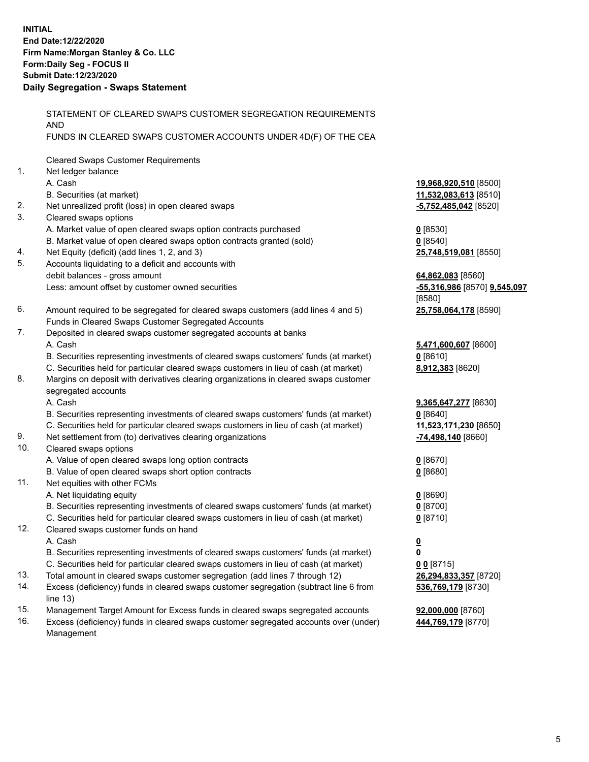**INITIAL**
**End Date:12/22/2020**
**Firm Name:Morgan Stanley & Co. LLC**
**Form:Daily Seg - FOCUS II**
**Submit Date:12/23/2020**
**Daily Segregation - Swaps Statement**

STATEMENT OF CLEARED SWAPS CUSTOMER SEGREGATION REQUIREMENTS AND
FUNDS IN CLEARED SWAPS CUSTOMER ACCOUNTS UNDER 4D(F) OF THE CEA

| | | |
|---|---|---|
| | Cleared Swaps Customer Requirements | |
| 1. | Net ledger balance | |
| | A. Cash | **19,968,920,510** [8500] |
| | B. Securities (at market) | **11,532,083,613** [8510] |
| 2. | Net unrealized profit (loss) in open cleared swaps | **-5,752,485,042** [8520] |
| 3. | Cleared swaps options | |
| | A. Market value of open cleared swaps option contracts purchased | **0** [8530] |
| | B. Market value of open cleared swaps option contracts granted (sold) | **0** [8540] |
| 4. | Net Equity (deficit) (add lines 1, 2, and 3) | **25,748,519,081** [8550] |
| 5. | Accounts liquidating to a deficit and accounts with debit balances - gross amount | **64,862,083** [8560] |
| | Less: amount offset by customer owned securities | **-55,316,986** [8570] **9,545,097** [8580] |
| 6. | Amount required to be segregated for cleared swaps customers (add lines 4 and 5) | **25,758,064,178** [8590] |
| | Funds in Cleared Swaps Customer Segregated Accounts | |
| 7. | Deposited in cleared swaps customer segregated accounts at banks | |
| | A. Cash | **5,471,600,607** [8600] |
| | B. Securities representing investments of cleared swaps customers' funds (at market) | **0** [8610] |
| | C. Securities held for particular cleared swaps customers in lieu of cash (at market) | **8,912,383** [8620] |
| 8. | Margins on deposit with derivatives clearing organizations in cleared swaps customer segregated accounts | |
| | A. Cash | **9,365,647,277** [8630] |
| | B. Securities representing investments of cleared swaps customers' funds (at market) | **0** [8640] |
| | C. Securities held for particular cleared swaps customers in lieu of cash (at market) | **11,523,171,230** [8650] |
| 9. | Net settlement from (to) derivatives clearing organizations | **-74,498,140** [8660] |
| 10. | Cleared swaps options | |
| | A. Value of open cleared swaps long option contracts | **0** [8670] |
| | B. Value of open cleared swaps short option contracts | **0** [8680] |
| 11. | Net equities with other FCMs | |
| | A. Net liquidating equity | **0** [8690] |
| | B. Securities representing investments of cleared swaps customers' funds (at market) | **0** [8700] |
| | C. Securities held for particular cleared swaps customers in lieu of cash (at market) | **0** [8710] |
| 12. | Cleared swaps customer funds on hand | |
| | A. Cash | **0** |
| | B. Securities representing investments of cleared swaps customers' funds (at market) | **0** |
| | C. Securities held for particular cleared swaps customers in lieu of cash (at market) | **0** **0** [8715] |
| 13. | Total amount in cleared swaps customer segregation (add lines 7 through 12) | **26,294,833,357** [8720] |
| 14. | Excess (deficiency) funds in cleared swaps customer segregation (subtract line 6 from line 13) | **536,769,179** [8730] |
| 15. | Management Target Amount for Excess funds in cleared swaps segregated accounts | **92,000,000** [8760] |
| 16. | Excess (deficiency) funds in cleared swaps customer segregated accounts over (under) Management | **444,769,179** [8770] |